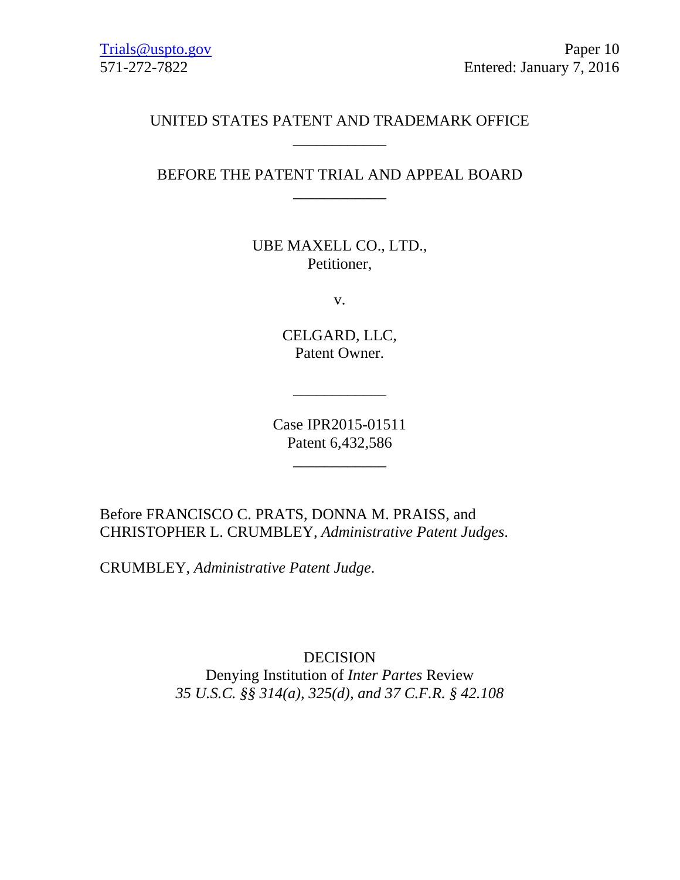Trials@uspto.gov
571-272-7822

Paper 10
Entered: January 7, 2016

UNITED STATES PATENT AND TRADEMARK OFFICE

____________

BEFORE THE PATENT TRIAL AND APPEAL BOARD

____________

UBE MAXELL CO., LTD.,
Petitioner,

v.

CELGARD, LLC,
Patent Owner.

____________

Case IPR2015-01511
Patent 6,432,586

____________

Before FRANCISCO C. PRATS, DONNA M. PRAISS, and CHRISTOPHER L. CRUMBLEY, *Administrative Patent Judges*.

CRUMBLEY, *Administrative Patent Judge*.

DECISION
Denying Institution of *Inter Partes* Review
*35 U.S.C. §§ 314(a), 325(d), and 37 C.F.R. § 42.108*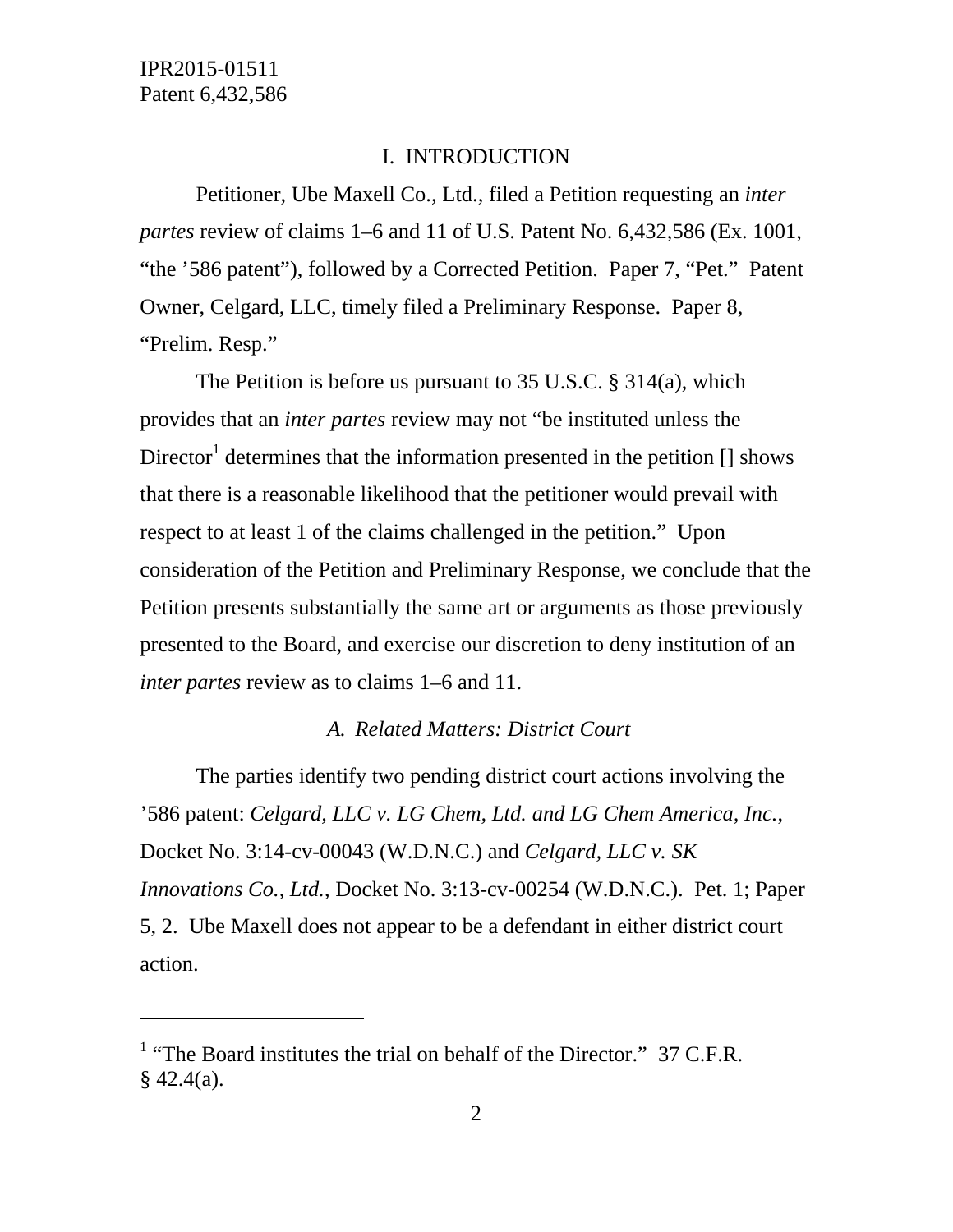## I. INTRODUCTION

Petitioner, Ube Maxell Co., Ltd., filed a Petition requesting an *inter partes* review of claims 1–6 and 11 of U.S. Patent No. 6,432,586 (Ex. 1001, "the '586 patent"), followed by a Corrected Petition. Paper 7, "Pet." Patent Owner, Celgard, LLC, timely filed a Preliminary Response. Paper 8, "Prelim. Resp."

The Petition is before us pursuant to 35 U.S.C. § 314(a), which provides that an *inter partes* review may not "be instituted unless the Director[1] determines that the information presented in the petition [] shows that there is a reasonable likelihood that the petitioner would prevail with respect to at least 1 of the claims challenged in the petition." Upon consideration of the Petition and Preliminary Response, we conclude that the Petition presents substantially the same art or arguments as those previously presented to the Board, and exercise our discretion to deny institution of an *inter partes* review as to claims 1–6 and 11.

### *A. Related Matters: District Court*

The parties identify two pending district court actions involving the '586 patent: *Celgard, LLC v. LG Chem, Ltd. and LG Chem America, Inc.*, Docket No. 3:14-cv-00043 (W.D.N.C.) and *Celgard, LLC v. SK Innovations Co., Ltd.*, Docket No. 3:13-cv-00254 (W.D.N.C.). Pet. 1; Paper 5, 2. Ube Maxell does not appear to be a defendant in either district court action.

---

[1] "The Board institutes the trial on behalf of the Director." 37 C.F.R. § 42.4(a).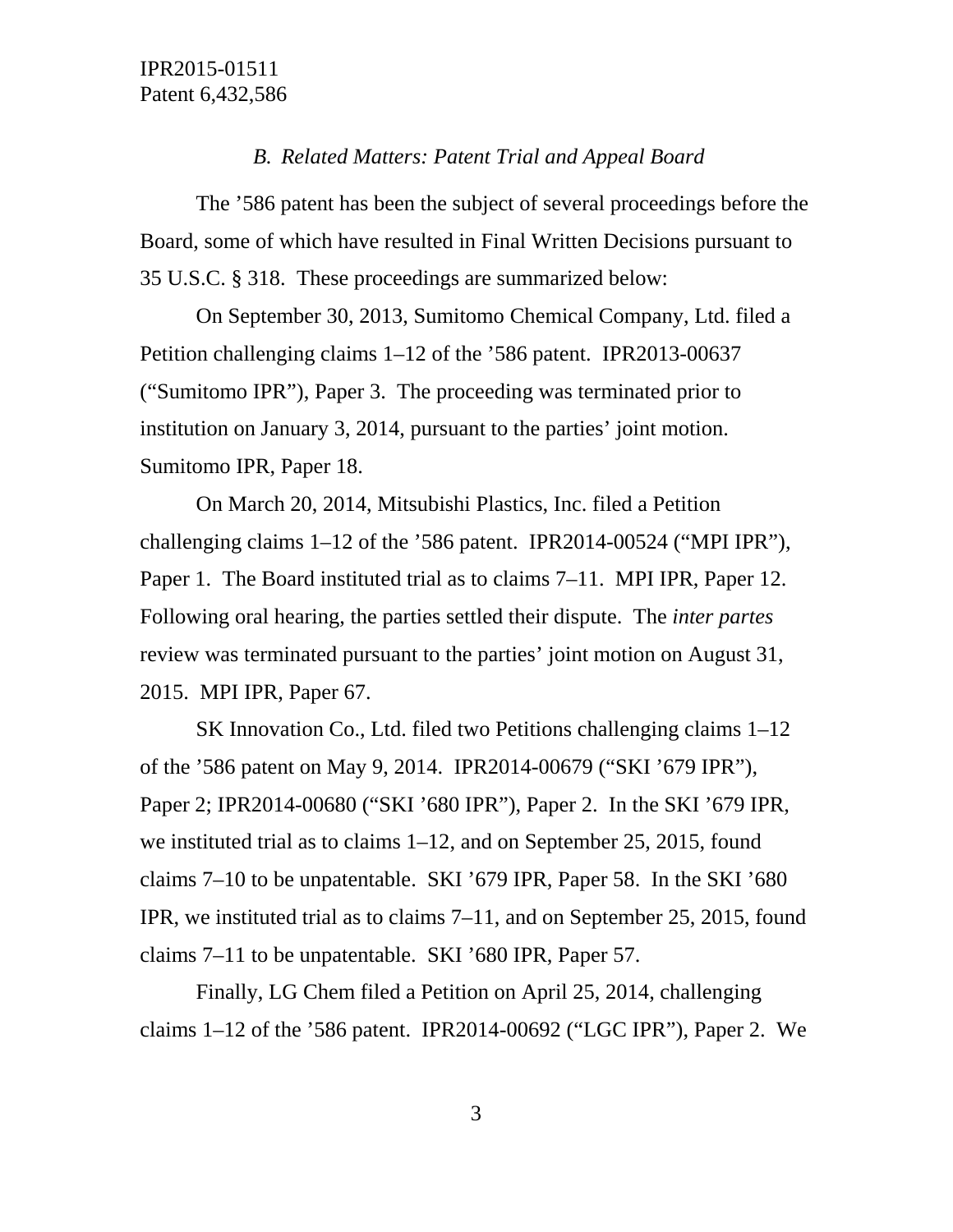### *B. Related Matters: Patent Trial and Appeal Board*

The ’586 patent has been the subject of several proceedings before the Board, some of which have resulted in Final Written Decisions pursuant to 35 U.S.C. § 318. These proceedings are summarized below:

On September 30, 2013, Sumitomo Chemical Company, Ltd. filed a Petition challenging claims 1–12 of the ’586 patent. IPR2013-00637 (“Sumitomo IPR”), Paper 3. The proceeding was terminated prior to institution on January 3, 2014, pursuant to the parties’ joint motion. Sumitomo IPR, Paper 18.

On March 20, 2014, Mitsubishi Plastics, Inc. filed a Petition challenging claims 1–12 of the ’586 patent. IPR2014-00524 (“MPI IPR”), Paper 1. The Board instituted trial as to claims 7–11. MPI IPR, Paper 12. Following oral hearing, the parties settled their dispute. The *inter partes* review was terminated pursuant to the parties’ joint motion on August 31, 2015. MPI IPR, Paper 67.

SK Innovation Co., Ltd. filed two Petitions challenging claims 1–12 of the ’586 patent on May 9, 2014. IPR2014-00679 (“SKI ’679 IPR”), Paper 2; IPR2014-00680 (“SKI ’680 IPR”), Paper 2. In the SKI ’679 IPR, we instituted trial as to claims 1–12, and on September 25, 2015, found claims 7–10 to be unpatentable. SKI ’679 IPR, Paper 58. In the SKI ’680 IPR, we instituted trial as to claims 7–11, and on September 25, 2015, found claims 7–11 to be unpatentable. SKI ’680 IPR, Paper 57.

Finally, LG Chem filed a Petition on April 25, 2014, challenging claims 1–12 of the ’586 patent. IPR2014-00692 (“LGC IPR”), Paper 2. We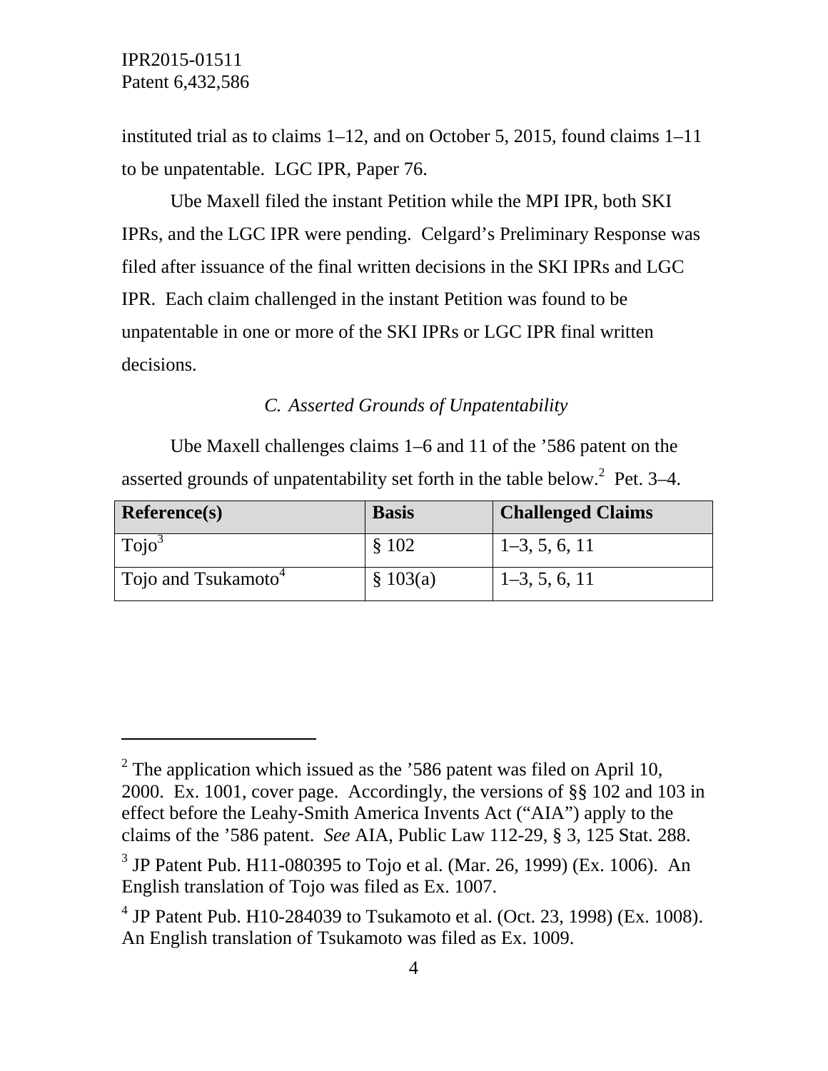instituted trial as to claims 1–12, and on October 5, 2015, found claims 1–11 to be unpatentable. LGC IPR, Paper 76.

Ube Maxell filed the instant Petition while the MPI IPR, both SKI IPRs, and the LGC IPR were pending. Celgard's Preliminary Response was filed after issuance of the final written decisions in the SKI IPRs and LGC IPR. Each claim challenged in the instant Petition was found to be unpatentable in one or more of the SKI IPRs or LGC IPR final written decisions.

### *C. Asserted Grounds of Unpatentability*

Ube Maxell challenges claims 1–6 and 11 of the '586 patent on the asserted grounds of unpatentability set forth in the table below.[2] Pet. 3–4.

| Reference(s) | Basis | Challenged Claims |
|---|---|---|
| Tojo[3] | § 102 | 1–3, 5, 6, 11 |
| Tojo and Tsukamoto[4] | § 103(a) | 1–3, 5, 6, 11 |

---

[2] The application which issued as the '586 patent was filed on April 10, 2000. Ex. 1001, cover page. Accordingly, the versions of §§ 102 and 103 in effect before the Leahy-Smith America Invents Act ("AIA") apply to the claims of the '586 patent. *See* AIA, Public Law 112-29, § 3, 125 Stat. 288.

[3] JP Patent Pub. H11-080395 to Tojo et al. (Mar. 26, 1999) (Ex. 1006). An English translation of Tojo was filed as Ex. 1007.

[4] JP Patent Pub. H10-284039 to Tsukamoto et al. (Oct. 23, 1998) (Ex. 1008). An English translation of Tsukamoto was filed as Ex. 1009.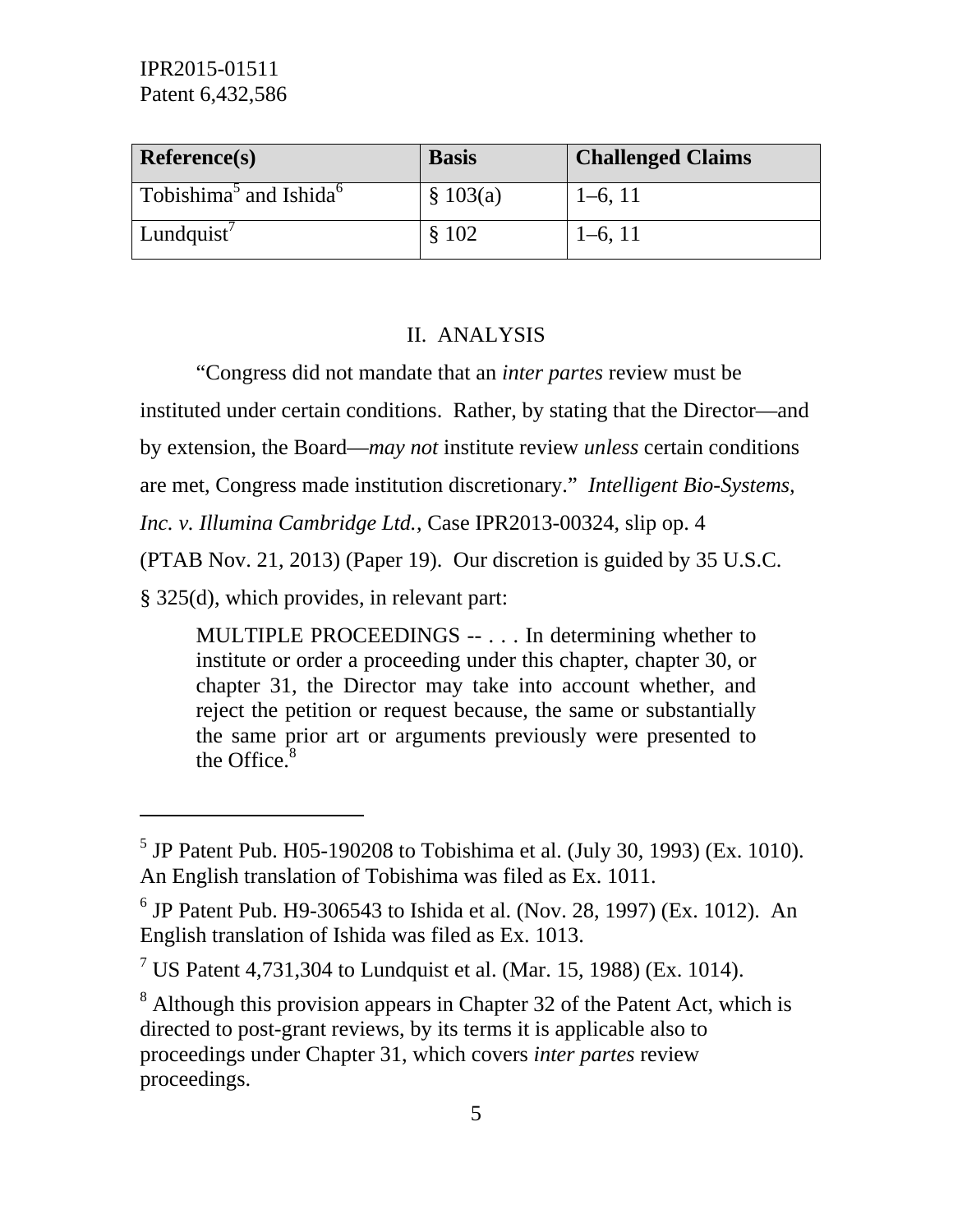| Reference(s) | Basis | Challenged Claims |
|---|---|---|
| Tobishima[5] and Ishida[6] | § 103(a) | 1–6, 11 |
| Lundquist[7] | § 102 | 1–6, 11 |

## II. ANALYSIS

"Congress did not mandate that an *inter partes* review must be instituted under certain conditions. Rather, by stating that the Director—and by extension, the Board—*may not* institute review *unless* certain conditions are met, Congress made institution discretionary." *Intelligent Bio-Systems, Inc. v. Illumina Cambridge Ltd.*, Case IPR2013-00324, slip op. 4 (PTAB Nov. 21, 2013) (Paper 19). Our discretion is guided by 35 U.S.C. § 325(d), which provides, in relevant part:

> MULTIPLE PROCEEDINGS -- . . . In determining whether to institute or order a proceeding under this chapter, chapter 30, or chapter 31, the Director may take into account whether, and reject the petition or request because, the same or substantially the same prior art or arguments previously were presented to the Office.[8]

---

[5] JP Patent Pub. H05-190208 to Tobishima et al. (July 30, 1993) (Ex. 1010). An English translation of Tobishima was filed as Ex. 1011.

[6] JP Patent Pub. H9-306543 to Ishida et al. (Nov. 28, 1997) (Ex. 1012). An English translation of Ishida was filed as Ex. 1013.

[7] US Patent 4,731,304 to Lundquist et al. (Mar. 15, 1988) (Ex. 1014).

[8] Although this provision appears in Chapter 32 of the Patent Act, which is directed to post-grant reviews, by its terms it is applicable also to proceedings under Chapter 31, which covers *inter partes* review proceedings.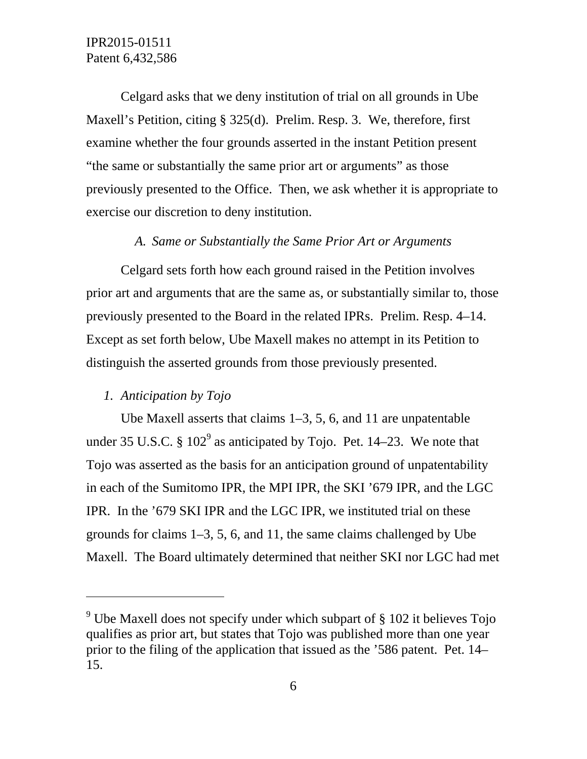Celgard asks that we deny institution of trial on all grounds in Ube Maxell's Petition, citing § 325(d). Prelim. Resp. 3. We, therefore, first examine whether the four grounds asserted in the instant Petition present "the same or substantially the same prior art or arguments" as those previously presented to the Office. Then, we ask whether it is appropriate to exercise our discretion to deny institution.

### *A. Same or Substantially the Same Prior Art or Arguments*

Celgard sets forth how each ground raised in the Petition involves prior art and arguments that are the same as, or substantially similar to, those previously presented to the Board in the related IPRs. Prelim. Resp. 4–14. Except as set forth below, Ube Maxell makes no attempt in its Petition to distinguish the asserted grounds from those previously presented.

#### *1. Anticipation by Tojo*

Ube Maxell asserts that claims 1–3, 5, 6, and 11 are unpatentable under 35 U.S.C. § 102[9] as anticipated by Tojo. Pet. 14–23. We note that Tojo was asserted as the basis for an anticipation ground of unpatentability in each of the Sumitomo IPR, the MPI IPR, the SKI '679 IPR, and the LGC IPR. In the '679 SKI IPR and the LGC IPR, we instituted trial on these grounds for claims 1–3, 5, 6, and 11, the same claims challenged by Ube Maxell. The Board ultimately determined that neither SKI nor LGC had met

---

[9] Ube Maxell does not specify under which subpart of § 102 it believes Tojo qualifies as prior art, but states that Tojo was published more than one year prior to the filing of the application that issued as the '586 patent. Pet. 14–15.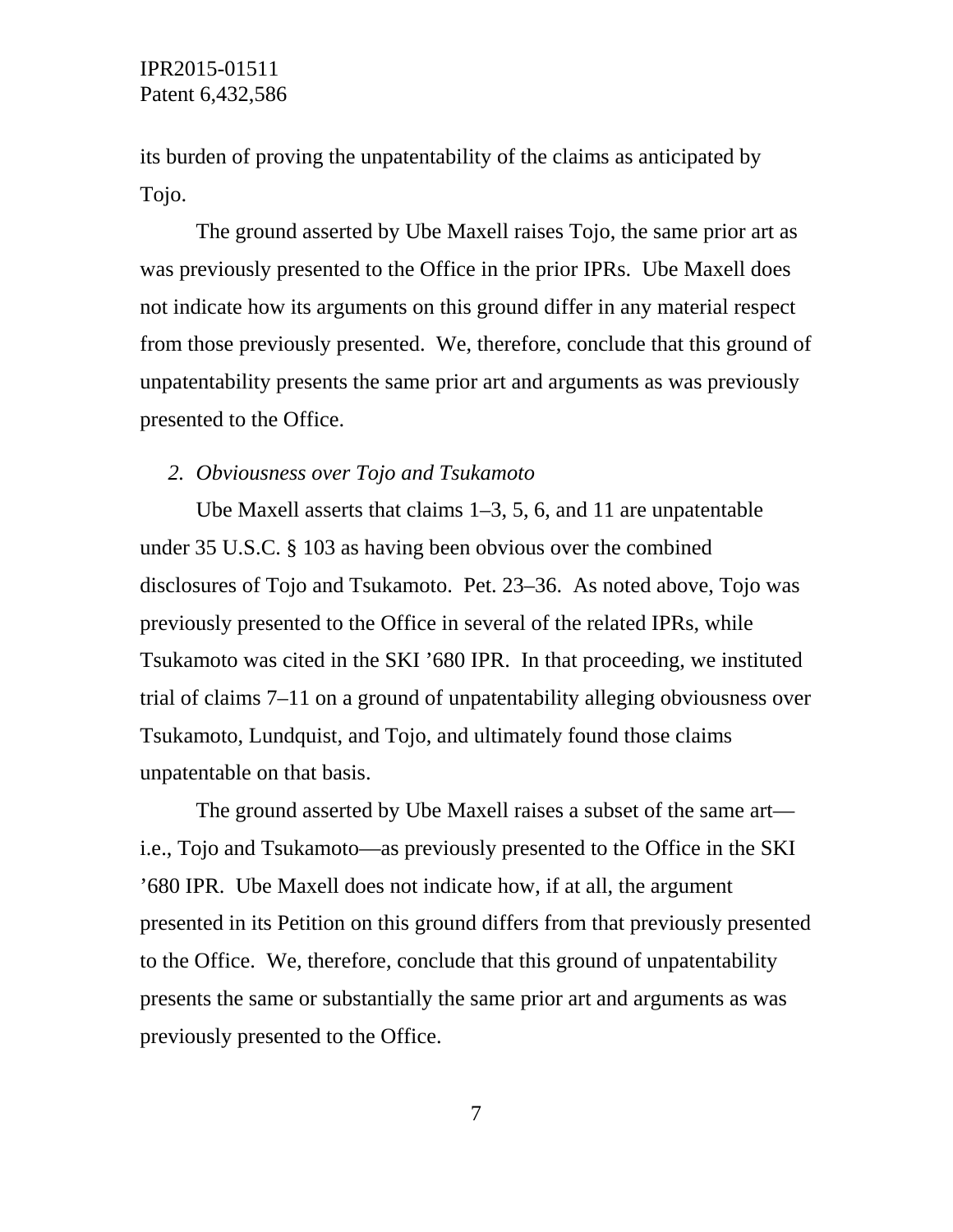its burden of proving the unpatentability of the claims as anticipated by Tojo.

The ground asserted by Ube Maxell raises Tojo, the same prior art as was previously presented to the Office in the prior IPRs. Ube Maxell does not indicate how its arguments on this ground differ in any material respect from those previously presented. We, therefore, conclude that this ground of unpatentability presents the same prior art and arguments as was previously presented to the Office.

### 2. *Obviousness over Tojo and Tsukamoto*

Ube Maxell asserts that claims 1–3, 5, 6, and 11 are unpatentable under 35 U.S.C. § 103 as having been obvious over the combined disclosures of Tojo and Tsukamoto. Pet. 23–36. As noted above, Tojo was previously presented to the Office in several of the related IPRs, while Tsukamoto was cited in the SKI '680 IPR. In that proceeding, we instituted trial of claims 7–11 on a ground of unpatentability alleging obviousness over Tsukamoto, Lundquist, and Tojo, and ultimately found those claims unpatentable on that basis.

The ground asserted by Ube Maxell raises a subset of the same art—i.e., Tojo and Tsukamoto—as previously presented to the Office in the SKI '680 IPR. Ube Maxell does not indicate how, if at all, the argument presented in its Petition on this ground differs from that previously presented to the Office. We, therefore, conclude that this ground of unpatentability presents the same or substantially the same prior art and arguments as was previously presented to the Office.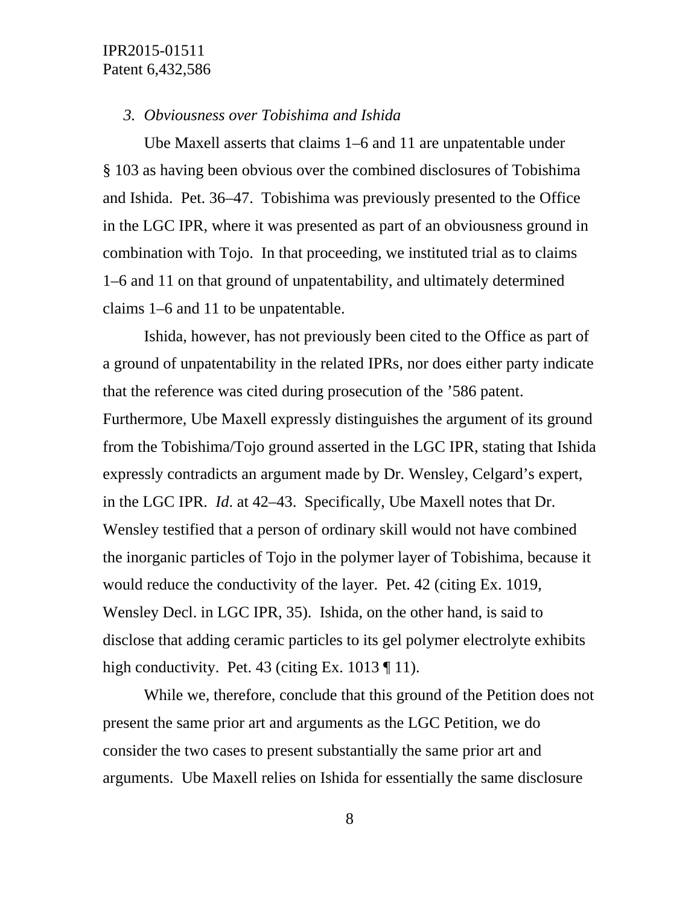### 3. *Obviousness over Tobishima and Ishida*

Ube Maxell asserts that claims 1–6 and 11 are unpatentable under § 103 as having been obvious over the combined disclosures of Tobishima and Ishida. Pet. 36–47. Tobishima was previously presented to the Office in the LGC IPR, where it was presented as part of an obviousness ground in combination with Tojo. In that proceeding, we instituted trial as to claims 1–6 and 11 on that ground of unpatentability, and ultimately determined claims 1–6 and 11 to be unpatentable.

Ishida, however, has not previously been cited to the Office as part of a ground of unpatentability in the related IPRs, nor does either party indicate that the reference was cited during prosecution of the '586 patent. Furthermore, Ube Maxell expressly distinguishes the argument of its ground from the Tobishima/Tojo ground asserted in the LGC IPR, stating that Ishida expressly contradicts an argument made by Dr. Wensley, Celgard's expert, in the LGC IPR. *Id.* at 42–43. Specifically, Ube Maxell notes that Dr. Wensley testified that a person of ordinary skill would not have combined the inorganic particles of Tojo in the polymer layer of Tobishima, because it would reduce the conductivity of the layer. Pet. 42 (citing Ex. 1019, Wensley Decl. in LGC IPR, 35). Ishida, on the other hand, is said to disclose that adding ceramic particles to its gel polymer electrolyte exhibits high conductivity. Pet. 43 (citing Ex. 1013 ¶ 11).

While we, therefore, conclude that this ground of the Petition does not present the same prior art and arguments as the LGC Petition, we do consider the two cases to present substantially the same prior art and arguments. Ube Maxell relies on Ishida for essentially the same disclosure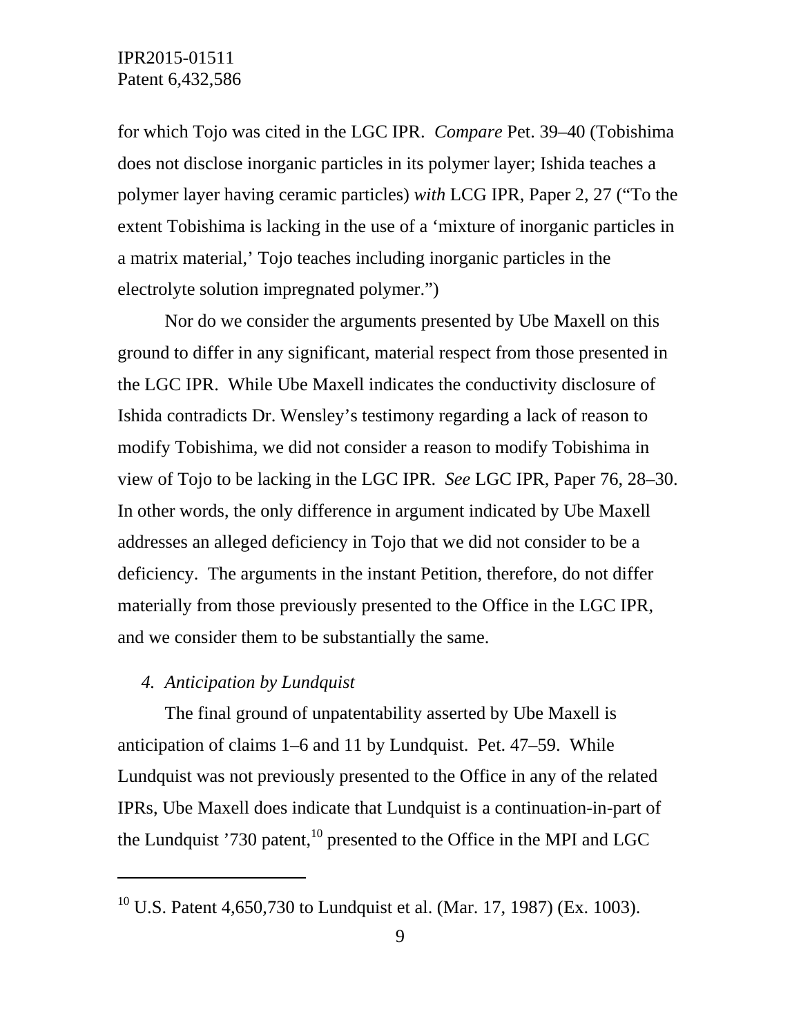for which Tojo was cited in the LGC IPR. *Compare* Pet. 39–40 (Tobishima does not disclose inorganic particles in its polymer layer; Ishida teaches a polymer layer having ceramic particles) *with* LCG IPR, Paper 2, 27 ("To the extent Tobishima is lacking in the use of a 'mixture of inorganic particles in a matrix material,' Tojo teaches including inorganic particles in the electrolyte solution impregnated polymer.")

Nor do we consider the arguments presented by Ube Maxell on this ground to differ in any significant, material respect from those presented in the LGC IPR. While Ube Maxell indicates the conductivity disclosure of Ishida contradicts Dr. Wensley's testimony regarding a lack of reason to modify Tobishima, we did not consider a reason to modify Tobishima in view of Tojo to be lacking in the LGC IPR. *See* LGC IPR, Paper 76, 28–30. In other words, the only difference in argument indicated by Ube Maxell addresses an alleged deficiency in Tojo that we did not consider to be a deficiency. The arguments in the instant Petition, therefore, do not differ materially from those previously presented to the Office in the LGC IPR, and we consider them to be substantially the same.

*4. Anticipation by Lundquist*

The final ground of unpatentability asserted by Ube Maxell is anticipation of claims 1–6 and 11 by Lundquist. Pet. 47–59. While Lundquist was not previously presented to the Office in any of the related IPRs, Ube Maxell does indicate that Lundquist is a continuation-in-part of the Lundquist '730 patent,[10] presented to the Office in the MPI and LGC

[10] U.S. Patent 4,650,730 to Lundquist et al. (Mar. 17, 1987) (Ex. 1003).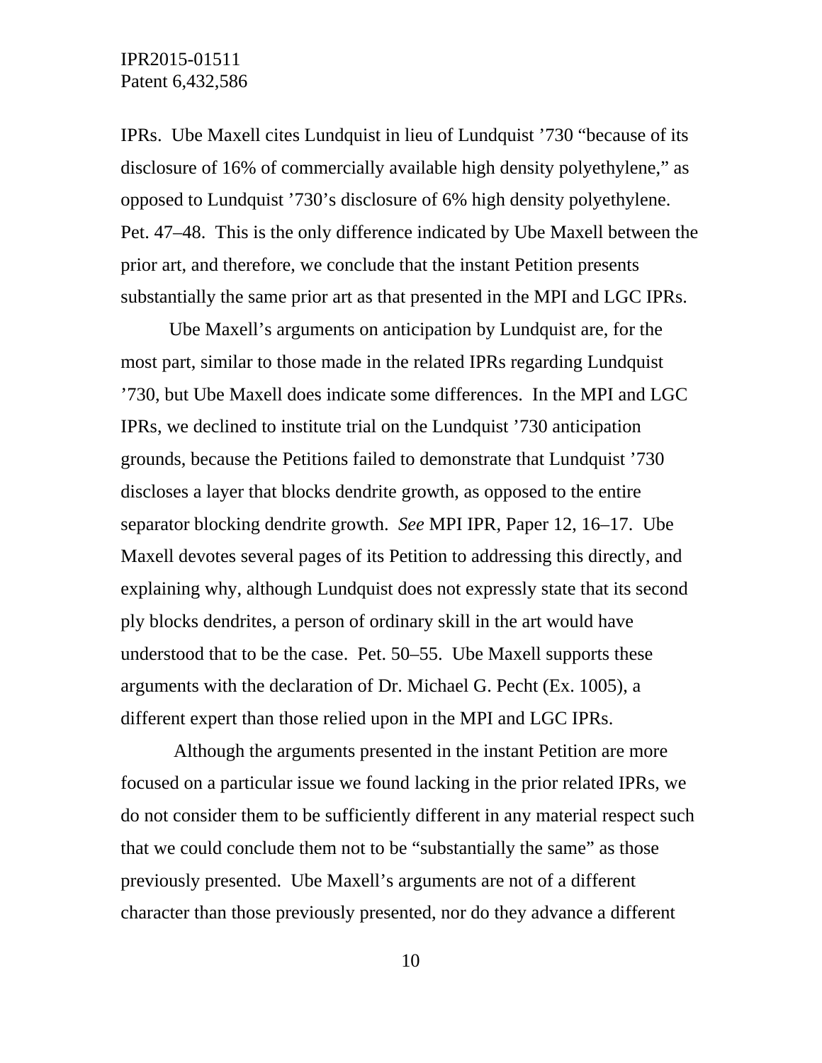IPRs. Ube Maxell cites Lundquist in lieu of Lundquist ’730 “because of its disclosure of 16% of commercially available high density polyethylene,” as opposed to Lundquist ’730’s disclosure of 6% high density polyethylene. Pet. 47–48. This is the only difference indicated by Ube Maxell between the prior art, and therefore, we conclude that the instant Petition presents substantially the same prior art as that presented in the MPI and LGC IPRs.

Ube Maxell’s arguments on anticipation by Lundquist are, for the most part, similar to those made in the related IPRs regarding Lundquist ’730, but Ube Maxell does indicate some differences. In the MPI and LGC IPRs, we declined to institute trial on the Lundquist ’730 anticipation grounds, because the Petitions failed to demonstrate that Lundquist ’730 discloses a layer that blocks dendrite growth, as opposed to the entire separator blocking dendrite growth. *See* MPI IPR, Paper 12, 16–17. Ube Maxell devotes several pages of its Petition to addressing this directly, and explaining why, although Lundquist does not expressly state that its second ply blocks dendrites, a person of ordinary skill in the art would have understood that to be the case. Pet. 50–55. Ube Maxell supports these arguments with the declaration of Dr. Michael G. Pecht (Ex. 1005), a different expert than those relied upon in the MPI and LGC IPRs.

Although the arguments presented in the instant Petition are more focused on a particular issue we found lacking in the prior related IPRs, we do not consider them to be sufficiently different in any material respect such that we could conclude them not to be “substantially the same” as those previously presented. Ube Maxell’s arguments are not of a different character than those previously presented, nor do they advance a different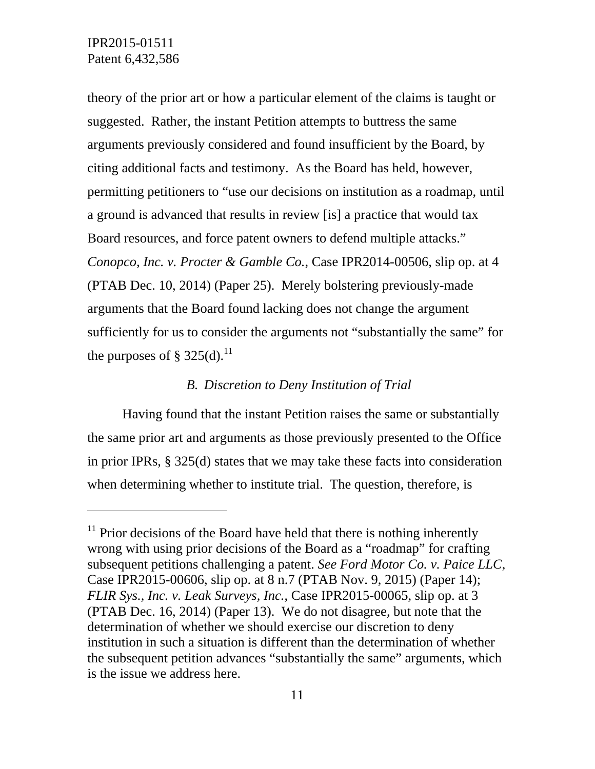theory of the prior art or how a particular element of the claims is taught or suggested. Rather, the instant Petition attempts to buttress the same arguments previously considered and found insufficient by the Board, by citing additional facts and testimony. As the Board has held, however, permitting petitioners to "use our decisions on institution as a roadmap, until a ground is advanced that results in review [is] a practice that would tax Board resources, and force patent owners to defend multiple attacks." *Conopco, Inc. v. Procter & Gamble Co.*, Case IPR2014-00506, slip op. at 4 (PTAB Dec. 10, 2014) (Paper 25). Merely bolstering previously-made arguments that the Board found lacking does not change the argument sufficiently for us to consider the arguments not "substantially the same" for the purposes of § 325(d).[11]

### *B. Discretion to Deny Institution of Trial*

Having found that the instant Petition raises the same or substantially the same prior art and arguments as those previously presented to the Office in prior IPRs, § 325(d) states that we may take these facts into consideration when determining whether to institute trial. The question, therefore, is

---

[11] Prior decisions of the Board have held that there is nothing inherently wrong with using prior decisions of the Board as a "roadmap" for crafting subsequent petitions challenging a patent. *See Ford Motor Co. v. Paice LLC*, Case IPR2015-00606, slip op. at 8 n.7 (PTAB Nov. 9, 2015) (Paper 14); *FLIR Sys., Inc. v. Leak Surveys, Inc.*, Case IPR2015-00065, slip op. at 3 (PTAB Dec. 16, 2014) (Paper 13). We do not disagree, but note that the determination of whether we should exercise our discretion to deny institution in such a situation is different than the determination of whether the subsequent petition advances "substantially the same" arguments, which is the issue we address here.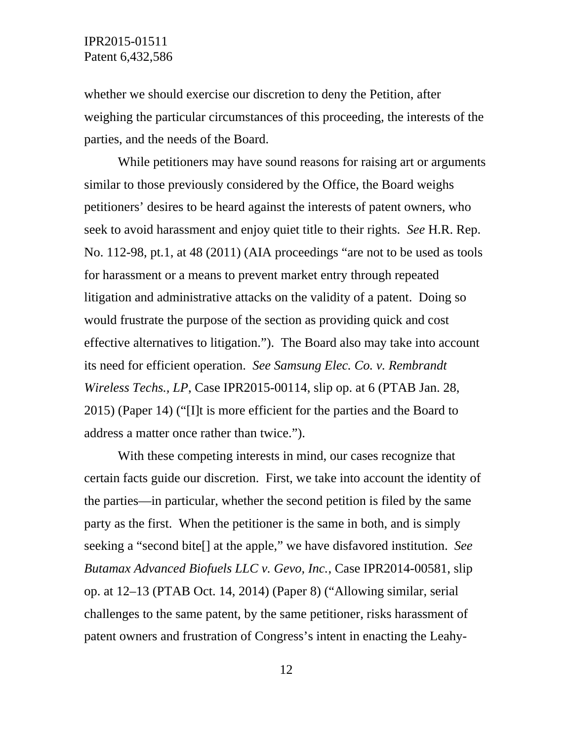whether we should exercise our discretion to deny the Petition, after weighing the particular circumstances of this proceeding, the interests of the parties, and the needs of the Board.

While petitioners may have sound reasons for raising art or arguments similar to those previously considered by the Office, the Board weighs petitioners' desires to be heard against the interests of patent owners, who seek to avoid harassment and enjoy quiet title to their rights. *See* H.R. Rep. No. 112-98, pt.1, at 48 (2011) (AIA proceedings "are not to be used as tools for harassment or a means to prevent market entry through repeated litigation and administrative attacks on the validity of a patent. Doing so would frustrate the purpose of the section as providing quick and cost effective alternatives to litigation."). The Board also may take into account its need for efficient operation. *See Samsung Elec. Co. v. Rembrandt Wireless Techs., LP*, Case IPR2015-00114, slip op. at 6 (PTAB Jan. 28, 2015) (Paper 14) ("[I]t is more efficient for the parties and the Board to address a matter once rather than twice.").

With these competing interests in mind, our cases recognize that certain facts guide our discretion. First, we take into account the identity of the parties—in particular, whether the second petition is filed by the same party as the first. When the petitioner is the same in both, and is simply seeking a "second bite[] at the apple," we have disfavored institution. *See Butamax Advanced Biofuels LLC v. Gevo, Inc.*, Case IPR2014-00581, slip op. at 12–13 (PTAB Oct. 14, 2014) (Paper 8) ("Allowing similar, serial challenges to the same patent, by the same petitioner, risks harassment of patent owners and frustration of Congress's intent in enacting the Leahy-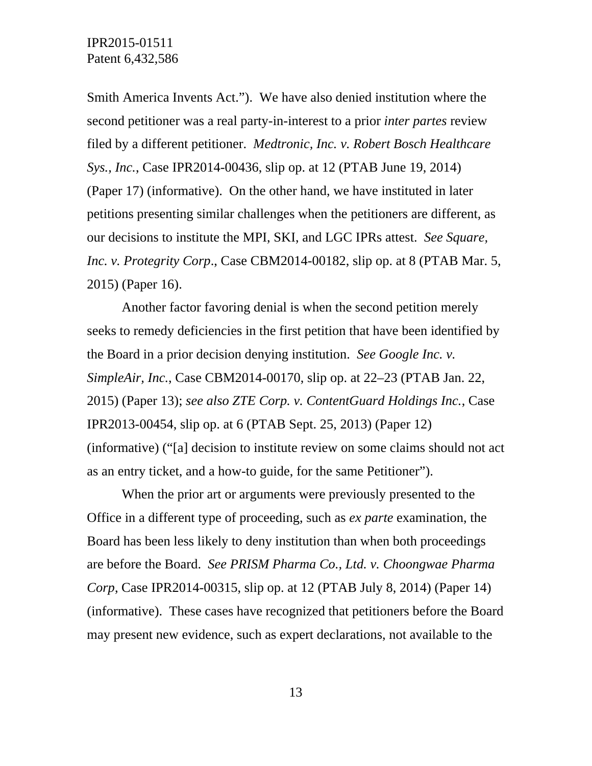Smith America Invents Act.”). We have also denied institution where the second petitioner was a real party-in-interest to a prior *inter partes* review filed by a different petitioner. *Medtronic, Inc. v. Robert Bosch Healthcare Sys., Inc.*, Case IPR2014-00436, slip op. at 12 (PTAB June 19, 2014) (Paper 17) (informative). On the other hand, we have instituted in later petitions presenting similar challenges when the petitioners are different, as our decisions to institute the MPI, SKI, and LGC IPRs attest. *See Square, Inc. v. Protegrity Corp*., Case CBM2014-00182, slip op. at 8 (PTAB Mar. 5, 2015) (Paper 16).

Another factor favoring denial is when the second petition merely seeks to remedy deficiencies in the first petition that have been identified by the Board in a prior decision denying institution. *See Google Inc. v. SimpleAir, Inc.*, Case CBM2014-00170, slip op. at 22–23 (PTAB Jan. 22, 2015) (Paper 13); *see also ZTE Corp. v. ContentGuard Holdings Inc.*, Case IPR2013-00454, slip op. at 6 (PTAB Sept. 25, 2013) (Paper 12) (informative) (“[a] decision to institute review on some claims should not act as an entry ticket, and a how-to guide, for the same Petitioner”).

When the prior art or arguments were previously presented to the Office in a different type of proceeding, such as *ex parte* examination, the Board has been less likely to deny institution than when both proceedings are before the Board. *See PRISM Pharma Co., Ltd. v. Choongwae Pharma Corp*, Case IPR2014-00315, slip op. at 12 (PTAB July 8, 2014) (Paper 14) (informative). These cases have recognized that petitioners before the Board may present new evidence, such as expert declarations, not available to the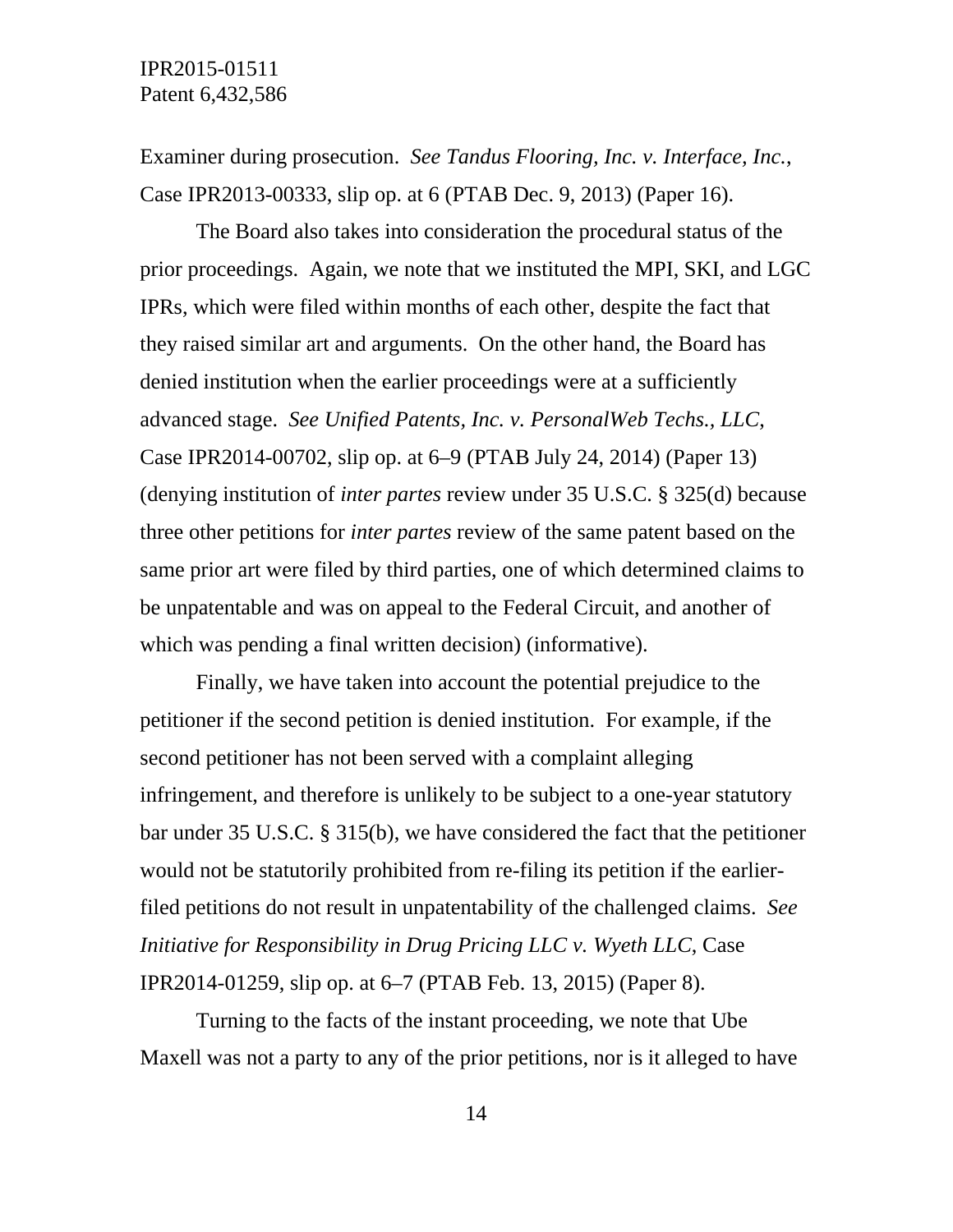Examiner during prosecution. *See Tandus Flooring, Inc. v. Interface, Inc.*, Case IPR2013-00333, slip op. at 6 (PTAB Dec. 9, 2013) (Paper 16).

The Board also takes into consideration the procedural status of the prior proceedings. Again, we note that we instituted the MPI, SKI, and LGC IPRs, which were filed within months of each other, despite the fact that they raised similar art and arguments. On the other hand, the Board has denied institution when the earlier proceedings were at a sufficiently advanced stage. *See Unified Patents, Inc. v. PersonalWeb Techs., LLC*, Case IPR2014-00702, slip op. at 6–9 (PTAB July 24, 2014) (Paper 13) (denying institution of *inter partes* review under 35 U.S.C. § 325(d) because three other petitions for *inter partes* review of the same patent based on the same prior art were filed by third parties, one of which determined claims to be unpatentable and was on appeal to the Federal Circuit, and another of which was pending a final written decision) (informative).

Finally, we have taken into account the potential prejudice to the petitioner if the second petition is denied institution. For example, if the second petitioner has not been served with a complaint alleging infringement, and therefore is unlikely to be subject to a one-year statutory bar under 35 U.S.C. § 315(b), we have considered the fact that the petitioner would not be statutorily prohibited from re-filing its petition if the earlier-filed petitions do not result in unpatentability of the challenged claims. *See Initiative for Responsibility in Drug Pricing LLC v. Wyeth LLC*, Case IPR2014-01259, slip op. at 6–7 (PTAB Feb. 13, 2015) (Paper 8).

Turning to the facts of the instant proceeding, we note that Ube Maxell was not a party to any of the prior petitions, nor is it alleged to have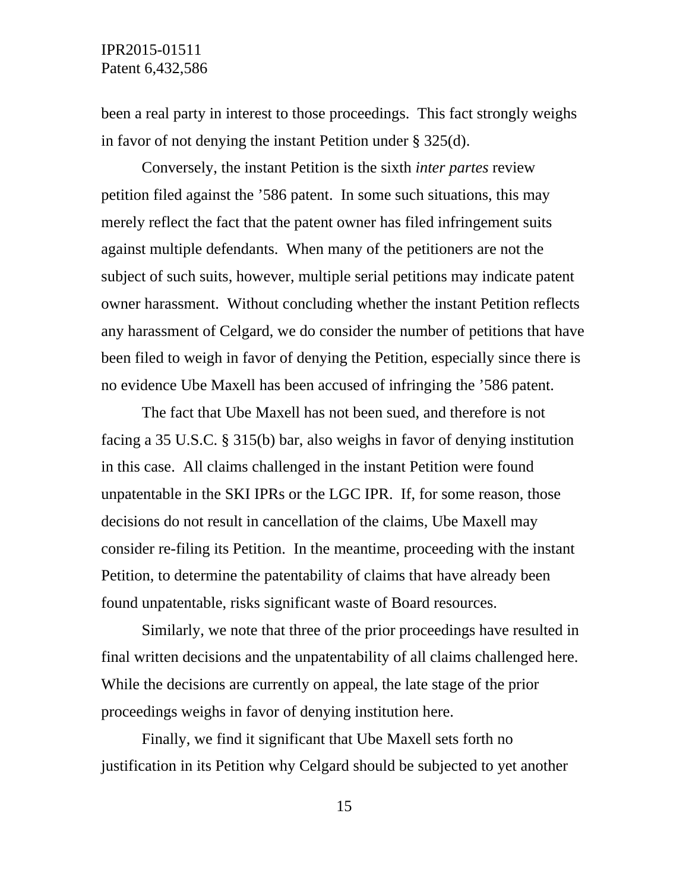been a real party in interest to those proceedings. This fact strongly weighs in favor of not denying the instant Petition under § 325(d).

Conversely, the instant Petition is the sixth *inter partes* review petition filed against the ’586 patent. In some such situations, this may merely reflect the fact that the patent owner has filed infringement suits against multiple defendants. When many of the petitioners are not the subject of such suits, however, multiple serial petitions may indicate patent owner harassment. Without concluding whether the instant Petition reflects any harassment of Celgard, we do consider the number of petitions that have been filed to weigh in favor of denying the Petition, especially since there is no evidence Ube Maxell has been accused of infringing the ’586 patent.

The fact that Ube Maxell has not been sued, and therefore is not facing a 35 U.S.C. § 315(b) bar, also weighs in favor of denying institution in this case. All claims challenged in the instant Petition were found unpatentable in the SKI IPRs or the LGC IPR. If, for some reason, those decisions do not result in cancellation of the claims, Ube Maxell may consider re-filing its Petition. In the meantime, proceeding with the instant Petition, to determine the patentability of claims that have already been found unpatentable, risks significant waste of Board resources.

Similarly, we note that three of the prior proceedings have resulted in final written decisions and the unpatentability of all claims challenged here. While the decisions are currently on appeal, the late stage of the prior proceedings weighs in favor of denying institution here.

Finally, we find it significant that Ube Maxell sets forth no justification in its Petition why Celgard should be subjected to yet another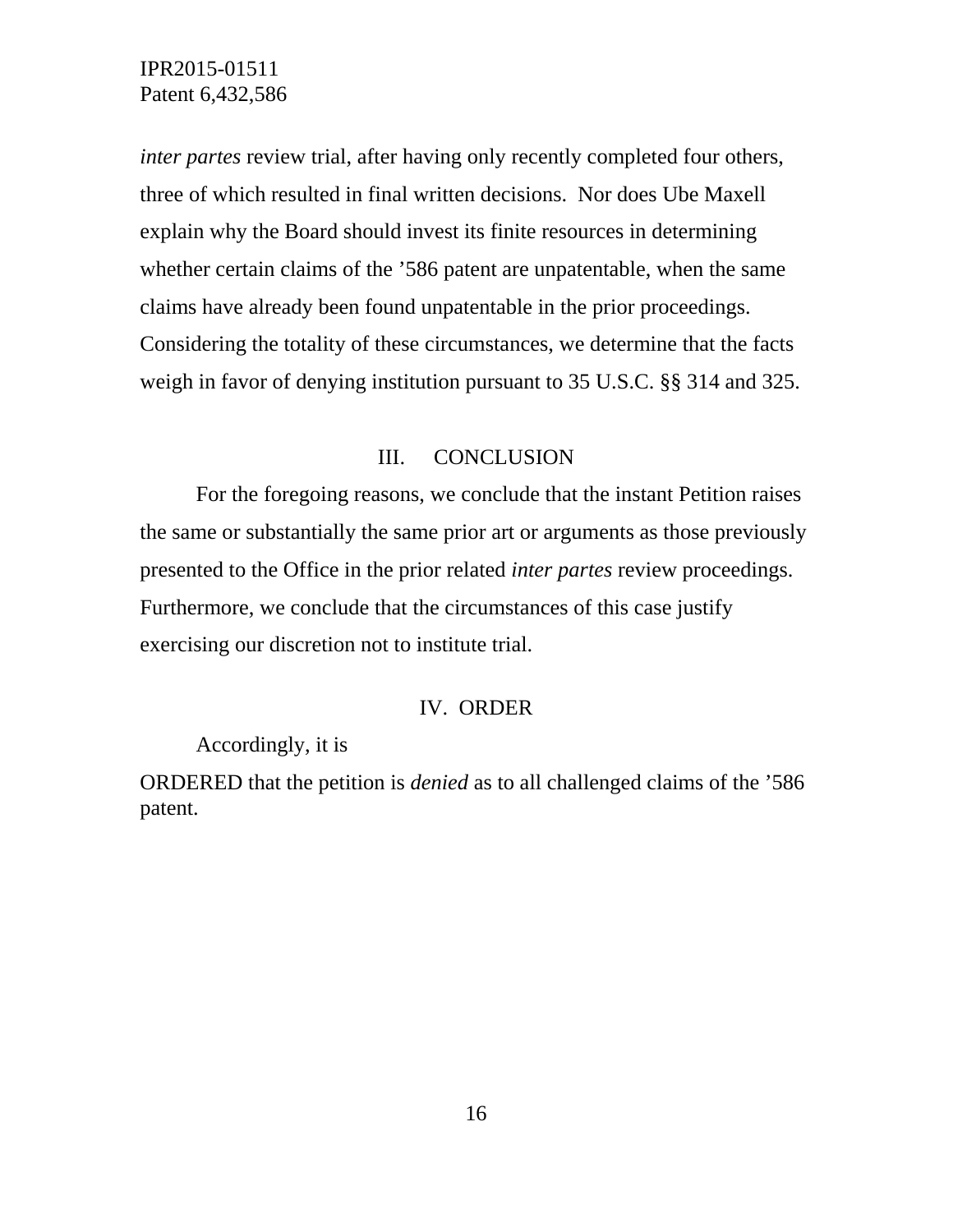*inter partes* review trial, after having only recently completed four others, three of which resulted in final written decisions. Nor does Ube Maxell explain why the Board should invest its finite resources in determining whether certain claims of the ’586 patent are unpatentable, when the same claims have already been found unpatentable in the prior proceedings. Considering the totality of these circumstances, we determine that the facts weigh in favor of denying institution pursuant to 35 U.S.C. §§ 314 and 325.

## III. CONCLUSION

For the foregoing reasons, we conclude that the instant Petition raises the same or substantially the same prior art or arguments as those previously presented to the Office in the prior related *inter partes* review proceedings. Furthermore, we conclude that the circumstances of this case justify exercising our discretion not to institute trial.

## IV. ORDER

Accordingly, it is

ORDERED that the petition is *denied* as to all challenged claims of the ’586 patent.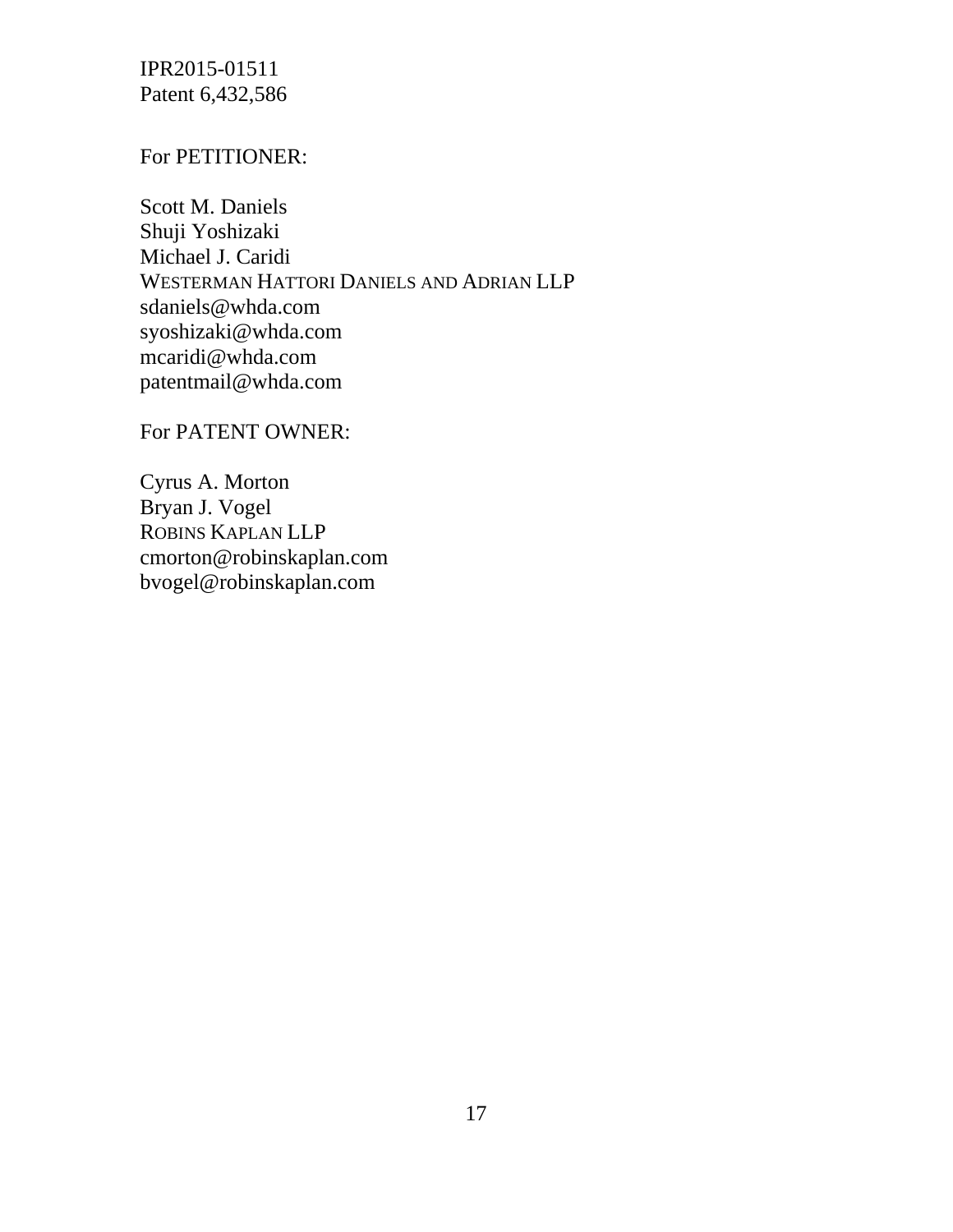For PETITIONER:

Scott M. Daniels
Shuji Yoshizaki
Michael J. Caridi
WESTERMAN HATTORI DANIELS AND ADRIAN LLP
sdaniels@whda.com
syoshizaki@whda.com
mcaridi@whda.com
patentmail@whda.com

For PATENT OWNER:

Cyrus A. Morton
Bryan J. Vogel
ROBINS KAPLAN LLP
cmorton@robinskaplan.com
bvogel@robinskaplan.com